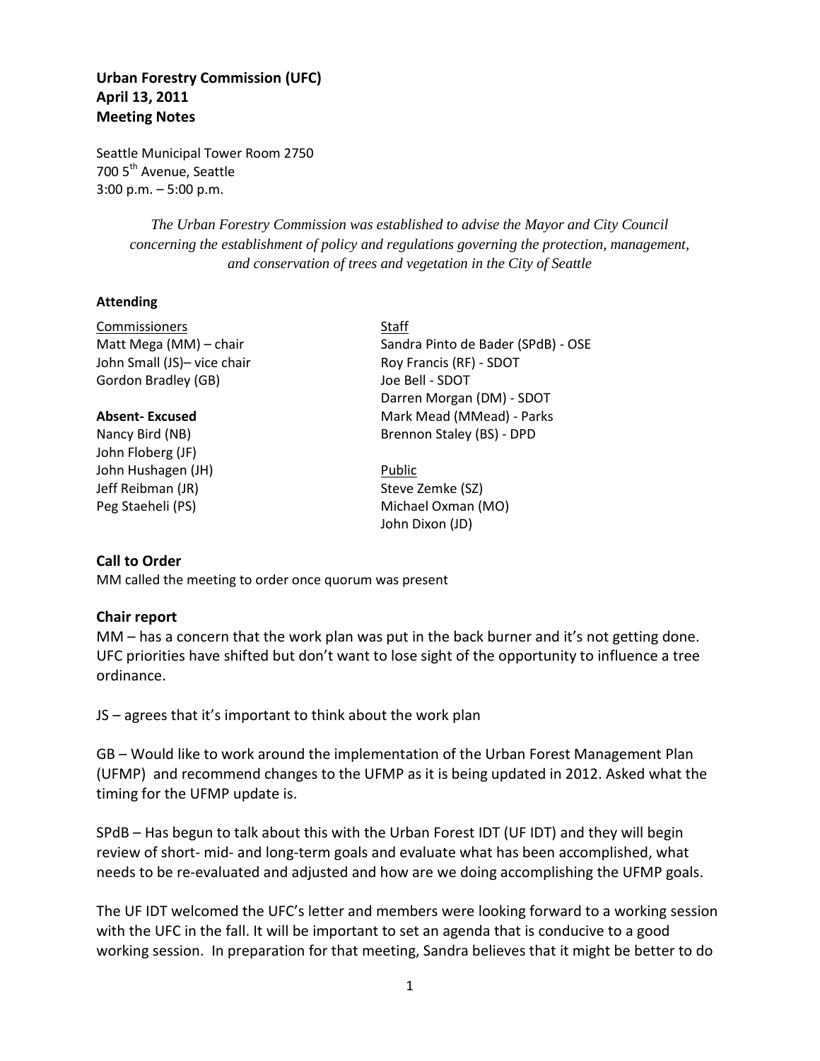**Urban Forestry Commission (UFC)**
**April 13, 2011**
**Meeting Notes**

Seattle Municipal Tower Room 2750
700 5th Avenue, Seattle
3:00 p.m. – 5:00 p.m.

*The Urban Forestry Commission was established to advise the Mayor and City Council concerning the establishment of policy and regulations governing the protection, management, and conservation of trees and vegetation in the City of Seattle*

**Attending**

Commissioners
Matt Mega (MM) – chair
John Small (JS)– vice chair
Gordon Bradley (GB)

**Absent- Excused**
Nancy Bird (NB)
John Floberg (JF)
John Hushagen (JH)
Jeff Reibman (JR)
Peg Staeheli (PS)

Staff
Sandra Pinto de Bader (SPdB) - OSE
Roy Francis (RF) - SDOT
Joe Bell - SDOT
Darren Morgan (DM) - SDOT
Mark Mead (MMead) - Parks
Brennon Staley (BS) - DPD

Public
Steve Zemke (SZ)
Michael Oxman (MO)
John Dixon (JD)

### Call to Order

MM called the meeting to order once quorum was present

### Chair report

MM – has a concern that the work plan was put in the back burner and it's not getting done. UFC priorities have shifted but don't want to lose sight of the opportunity to influence a tree ordinance.

JS – agrees that it's important to think about the work plan

GB – Would like to work around the implementation of the Urban Forest Management Plan (UFMP) and recommend changes to the UFMP as it is being updated in 2012. Asked what the timing for the UFMP update is.

SPdB – Has begun to talk about this with the Urban Forest IDT (UF IDT) and they will begin review of short- mid- and long-term goals and evaluate what has been accomplished, what needs to be re-evaluated and adjusted and how are we doing accomplishing the UFMP goals.

The UF IDT welcomed the UFC's letter and members were looking forward to a working session with the UFC in the fall. It will be important to set an agenda that is conducive to a good working session. In preparation for that meeting, Sandra believes that it might be better to do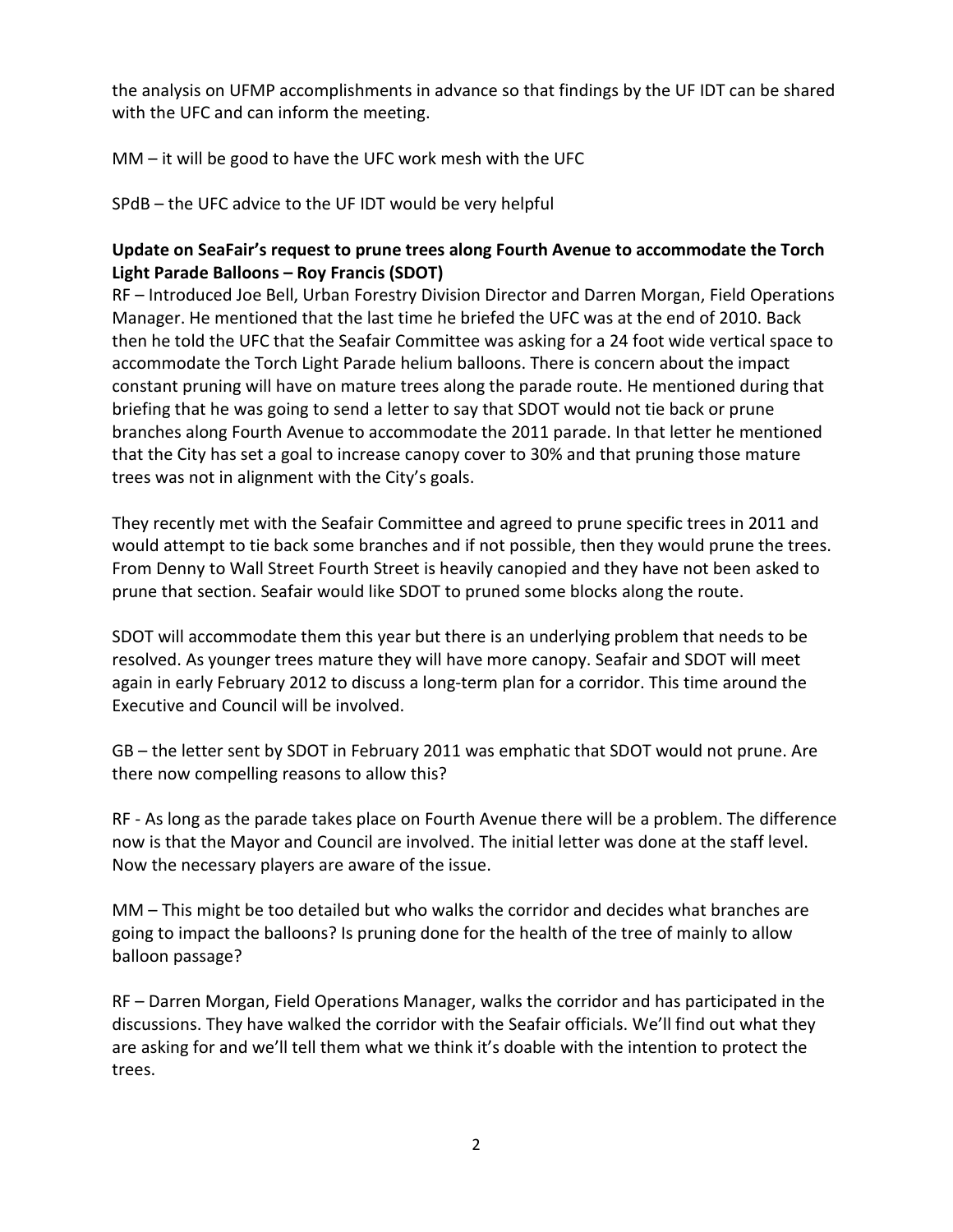the analysis on UFMP accomplishments in advance so that findings by the UF IDT can be shared with the UFC and can inform the meeting.

MM – it will be good to have the UFC work mesh with the UFC

SPdB – the UFC advice to the UF IDT would be very helpful

**Update on SeaFair's request to prune trees along Fourth Avenue to accommodate the Torch Light Parade Balloons – Roy Francis (SDOT)**

RF – Introduced Joe Bell, Urban Forestry Division Director and Darren Morgan, Field Operations Manager. He mentioned that the last time he briefed the UFC was at the end of 2010. Back then he told the UFC that the Seafair Committee was asking for a 24 foot wide vertical space to accommodate the Torch Light Parade helium balloons. There is concern about the impact constant pruning will have on mature trees along the parade route. He mentioned during that briefing that he was going to send a letter to say that SDOT would not tie back or prune branches along Fourth Avenue to accommodate the 2011 parade. In that letter he mentioned that the City has set a goal to increase canopy cover to 30% and that pruning those mature trees was not in alignment with the City's goals.

They recently met with the Seafair Committee and agreed to prune specific trees in 2011 and would attempt to tie back some branches and if not possible, then they would prune the trees. From Denny to Wall Street Fourth Street is heavily canopied and they have not been asked to prune that section. Seafair would like SDOT to pruned some blocks along the route.

SDOT will accommodate them this year but there is an underlying problem that needs to be resolved. As younger trees mature they will have more canopy. Seafair and SDOT will meet again in early February 2012 to discuss a long-term plan for a corridor. This time around the Executive and Council will be involved.

GB – the letter sent by SDOT in February 2011 was emphatic that SDOT would not prune. Are there now compelling reasons to allow this?

RF - As long as the parade takes place on Fourth Avenue there will be a problem. The difference now is that the Mayor and Council are involved. The initial letter was done at the staff level. Now the necessary players are aware of the issue.

MM – This might be too detailed but who walks the corridor and decides what branches are going to impact the balloons? Is pruning done for the health of the tree of mainly to allow balloon passage?

RF – Darren Morgan, Field Operations Manager, walks the corridor and has participated in the discussions. They have walked the corridor with the Seafair officials. We'll find out what they are asking for and we'll tell them what we think it's doable with the intention to protect the trees.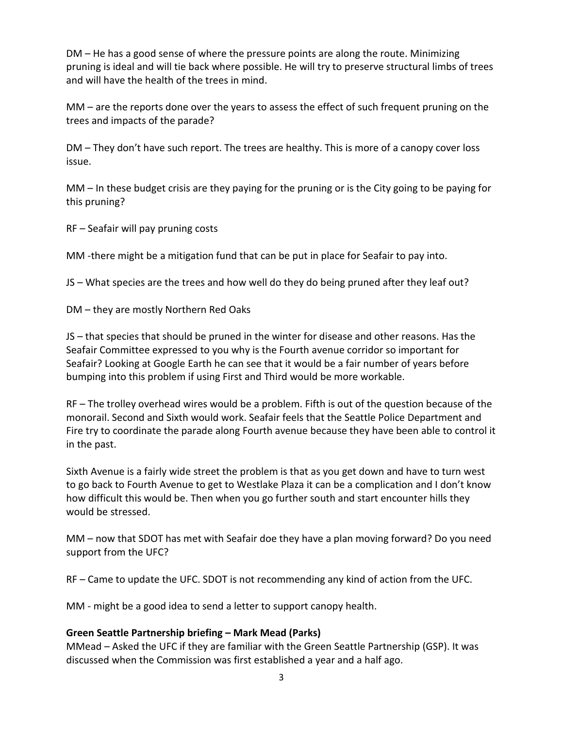DM – He has a good sense of where the pressure points are along the route. Minimizing pruning is ideal and will tie back where possible. He will try to preserve structural limbs of trees and will have the health of the trees in mind.

MM – are the reports done over the years to assess the effect of such frequent pruning on the trees and impacts of the parade?

DM – They don't have such report. The trees are healthy. This is more of a canopy cover loss issue.

MM – In these budget crisis are they paying for the pruning or is the City going to be paying for this pruning?

RF – Seafair will pay pruning costs

MM -there might be a mitigation fund that can be put in place for Seafair to pay into.

JS – What species are the trees and how well do they do being pruned after they leaf out?

DM – they are mostly Northern Red Oaks

JS – that species that should be pruned in the winter for disease and other reasons. Has the Seafair Committee expressed to you why is the Fourth avenue corridor so important for Seafair? Looking at Google Earth he can see that it would be a fair number of years before bumping into this problem if using First and Third would be more workable.

RF – The trolley overhead wires would be a problem. Fifth is out of the question because of the monorail. Second and Sixth would work. Seafair feels that the Seattle Police Department and Fire try to coordinate the parade along Fourth avenue because they have been able to control it in the past.

Sixth Avenue is a fairly wide street the problem is that as you get down and have to turn west to go back to Fourth Avenue to get to Westlake Plaza it can be a complication and I don't know how difficult this would be. Then when you go further south and start encounter hills they would be stressed.

MM – now that SDOT has met with Seafair doe they have a plan moving forward? Do you need support from the UFC?

RF – Came to update the UFC. SDOT is not recommending any kind of action from the UFC.

MM - might be a good idea to send a letter to support canopy health.

**Green Seattle Partnership briefing – Mark Mead (Parks)**

MMead – Asked the UFC if they are familiar with the Green Seattle Partnership (GSP). It was discussed when the Commission was first established a year and a half ago.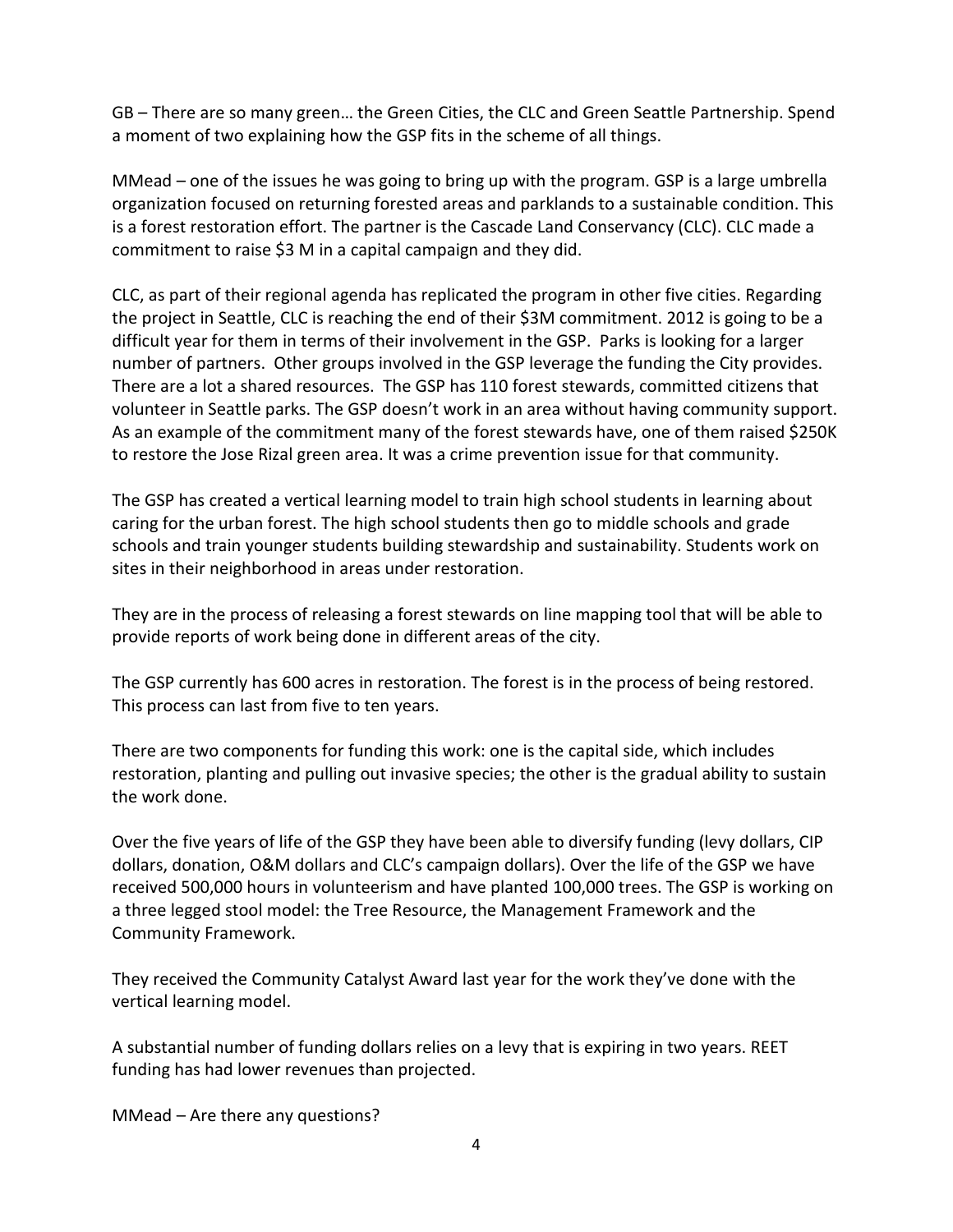GB – There are so many green… the Green Cities, the CLC and Green Seattle Partnership. Spend a moment of two explaining how the GSP fits in the scheme of all things.

MMead – one of the issues he was going to bring up with the program. GSP is a large umbrella organization focused on returning forested areas and parklands to a sustainable condition. This is a forest restoration effort. The partner is the Cascade Land Conservancy (CLC). CLC made a commitment to raise $3 M in a capital campaign and they did.

CLC, as part of their regional agenda has replicated the program in other five cities. Regarding the project in Seattle, CLC is reaching the end of their $3M commitment. 2012 is going to be a difficult year for them in terms of their involvement in the GSP. Parks is looking for a larger number of partners. Other groups involved in the GSP leverage the funding the City provides. There are a lot a shared resources. The GSP has 110 forest stewards, committed citizens that volunteer in Seattle parks. The GSP doesn't work in an area without having community support. As an example of the commitment many of the forest stewards have, one of them raised $250K to restore the Jose Rizal green area. It was a crime prevention issue for that community.

The GSP has created a vertical learning model to train high school students in learning about caring for the urban forest. The high school students then go to middle schools and grade schools and train younger students building stewardship and sustainability. Students work on sites in their neighborhood in areas under restoration.

They are in the process of releasing a forest stewards on line mapping tool that will be able to provide reports of work being done in different areas of the city.

The GSP currently has 600 acres in restoration. The forest is in the process of being restored. This process can last from five to ten years.

There are two components for funding this work: one is the capital side, which includes restoration, planting and pulling out invasive species; the other is the gradual ability to sustain the work done.

Over the five years of life of the GSP they have been able to diversify funding (levy dollars, CIP dollars, donation, O&M dollars and CLC's campaign dollars). Over the life of the GSP we have received 500,000 hours in volunteerism and have planted 100,000 trees. The GSP is working on a three legged stool model: the Tree Resource, the Management Framework and the Community Framework.

They received the Community Catalyst Award last year for the work they've done with the vertical learning model.

A substantial number of funding dollars relies on a levy that is expiring in two years. REET funding has had lower revenues than projected.

MMead – Are there any questions?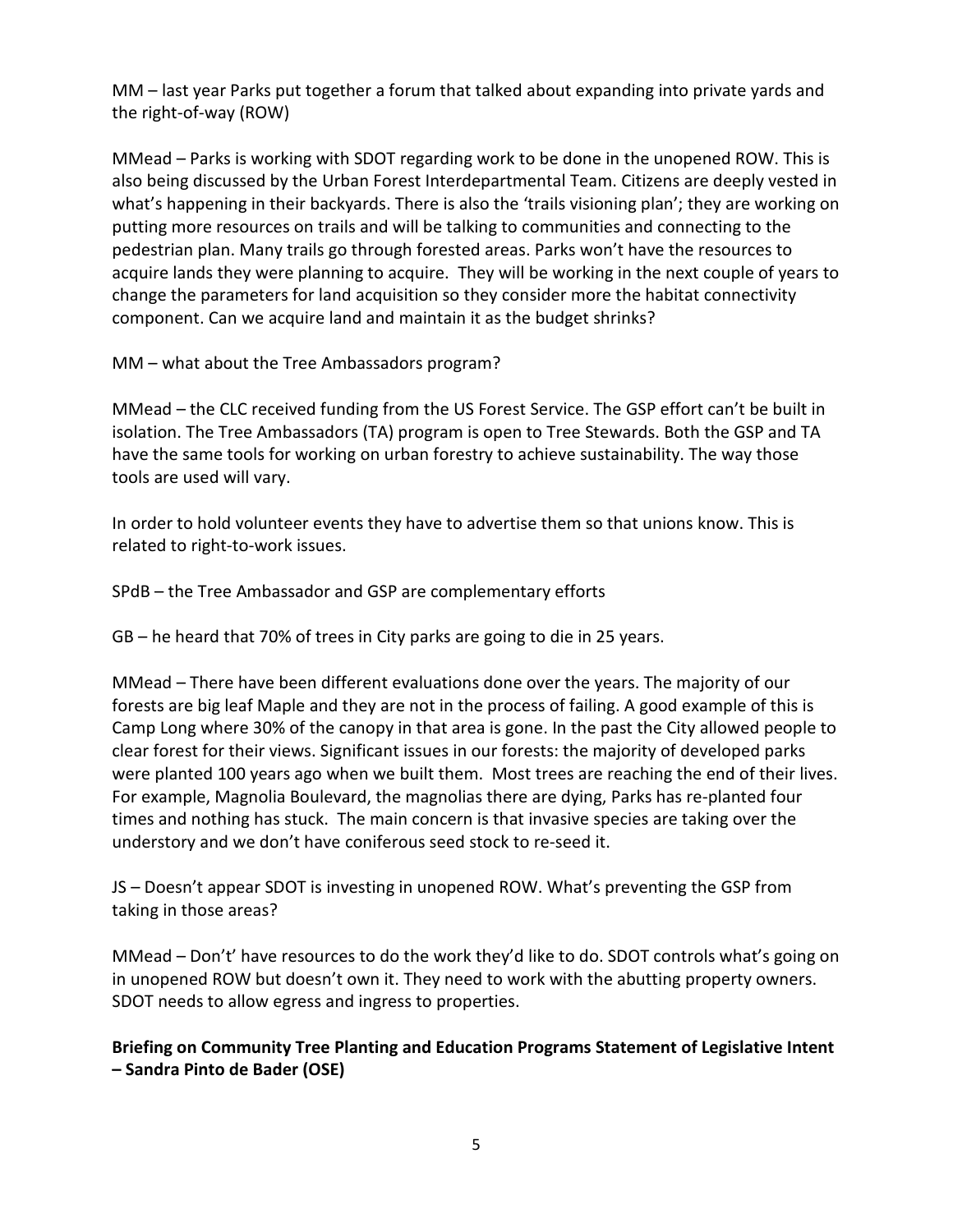MM – last year Parks put together a forum that talked about expanding into private yards and the right-of-way (ROW)

MMead – Parks is working with SDOT regarding work to be done in the unopened ROW. This is also being discussed by the Urban Forest Interdepartmental Team. Citizens are deeply vested in what's happening in their backyards. There is also the 'trails visioning plan'; they are working on putting more resources on trails and will be talking to communities and connecting to the pedestrian plan. Many trails go through forested areas. Parks won't have the resources to acquire lands they were planning to acquire. They will be working in the next couple of years to change the parameters for land acquisition so they consider more the habitat connectivity component. Can we acquire land and maintain it as the budget shrinks?

MM – what about the Tree Ambassadors program?

MMead – the CLC received funding from the US Forest Service. The GSP effort can't be built in isolation. The Tree Ambassadors (TA) program is open to Tree Stewards. Both the GSP and TA have the same tools for working on urban forestry to achieve sustainability. The way those tools are used will vary.

In order to hold volunteer events they have to advertise them so that unions know. This is related to right-to-work issues.

SPdB – the Tree Ambassador and GSP are complementary efforts

GB – he heard that 70% of trees in City parks are going to die in 25 years.

MMead – There have been different evaluations done over the years. The majority of our forests are big leaf Maple and they are not in the process of failing. A good example of this is Camp Long where 30% of the canopy in that area is gone. In the past the City allowed people to clear forest for their views. Significant issues in our forests: the majority of developed parks were planted 100 years ago when we built them. Most trees are reaching the end of their lives. For example, Magnolia Boulevard, the magnolias there are dying, Parks has re-planted four times and nothing has stuck. The main concern is that invasive species are taking over the understory and we don't have coniferous seed stock to re-seed it.

JS – Doesn't appear SDOT is investing in unopened ROW. What's preventing the GSP from taking in those areas?

MMead – Don't' have resources to do the work they'd like to do. SDOT controls what's going on in unopened ROW but doesn't own it. They need to work with the abutting property owners. SDOT needs to allow egress and ingress to properties.

**Briefing on Community Tree Planting and Education Programs Statement of Legislative Intent – Sandra Pinto de Bader (OSE)**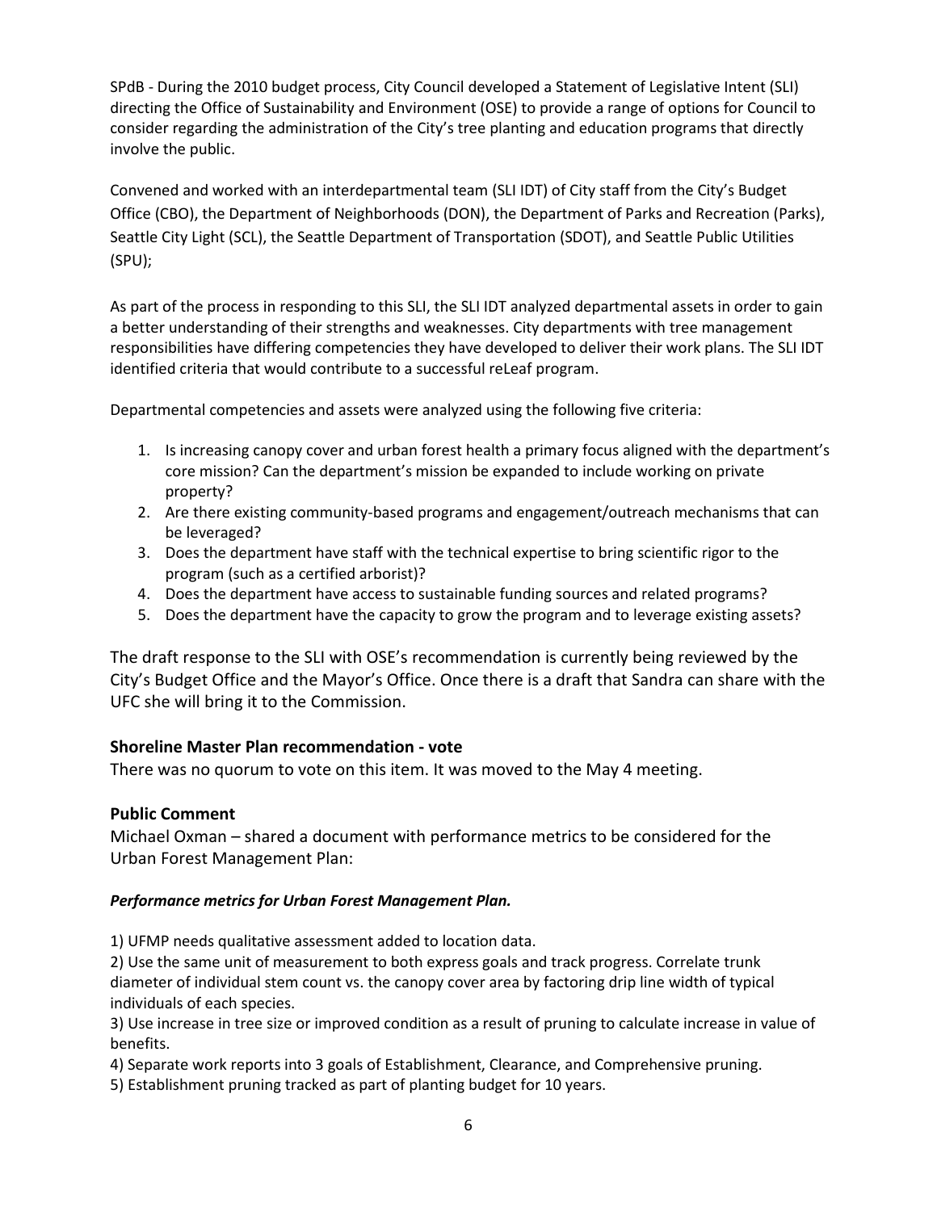SPdB - During the 2010 budget process, City Council developed a Statement of Legislative Intent (SLI) directing the Office of Sustainability and Environment (OSE) to provide a range of options for Council to consider regarding the administration of the City's tree planting and education programs that directly involve the public.

Convened and worked with an interdepartmental team (SLI IDT) of City staff from the City's Budget Office (CBO), the Department of Neighborhoods (DON), the Department of Parks and Recreation (Parks), Seattle City Light (SCL), the Seattle Department of Transportation (SDOT), and Seattle Public Utilities (SPU);

As part of the process in responding to this SLI, the SLI IDT analyzed departmental assets in order to gain a better understanding of their strengths and weaknesses. City departments with tree management responsibilities have differing competencies they have developed to deliver their work plans. The SLI IDT identified criteria that would contribute to a successful reLeaf program.

Departmental competencies and assets were analyzed using the following five criteria:

1. Is increasing canopy cover and urban forest health a primary focus aligned with the department's core mission? Can the department's mission be expanded to include working on private property?
2. Are there existing community-based programs and engagement/outreach mechanisms that can be leveraged?
3. Does the department have staff with the technical expertise to bring scientific rigor to the program (such as a certified arborist)?
4. Does the department have access to sustainable funding sources and related programs?
5. Does the department have the capacity to grow the program and to leverage existing assets?

The draft response to the SLI with OSE's recommendation is currently being reviewed by the City's Budget Office and the Mayor's Office. Once there is a draft that Sandra can share with the UFC she will bring it to the Commission.

**Shoreline Master Plan recommendation - vote**

There was no quorum to vote on this item. It was moved to the May 4 meeting.

**Public Comment**

Michael Oxman – shared a document with performance metrics to be considered for the Urban Forest Management Plan:

***Performance metrics for Urban Forest Management Plan.***

1) UFMP needs qualitative assessment added to location data.
2) Use the same unit of measurement to both express goals and track progress. Correlate trunk diameter of individual stem count vs. the canopy cover area by factoring drip line width of typical individuals of each species.
3) Use increase in tree size or improved condition as a result of pruning to calculate increase in value of benefits.
4) Separate work reports into 3 goals of Establishment, Clearance, and Comprehensive pruning.
5) Establishment pruning tracked as part of planting budget for 10 years.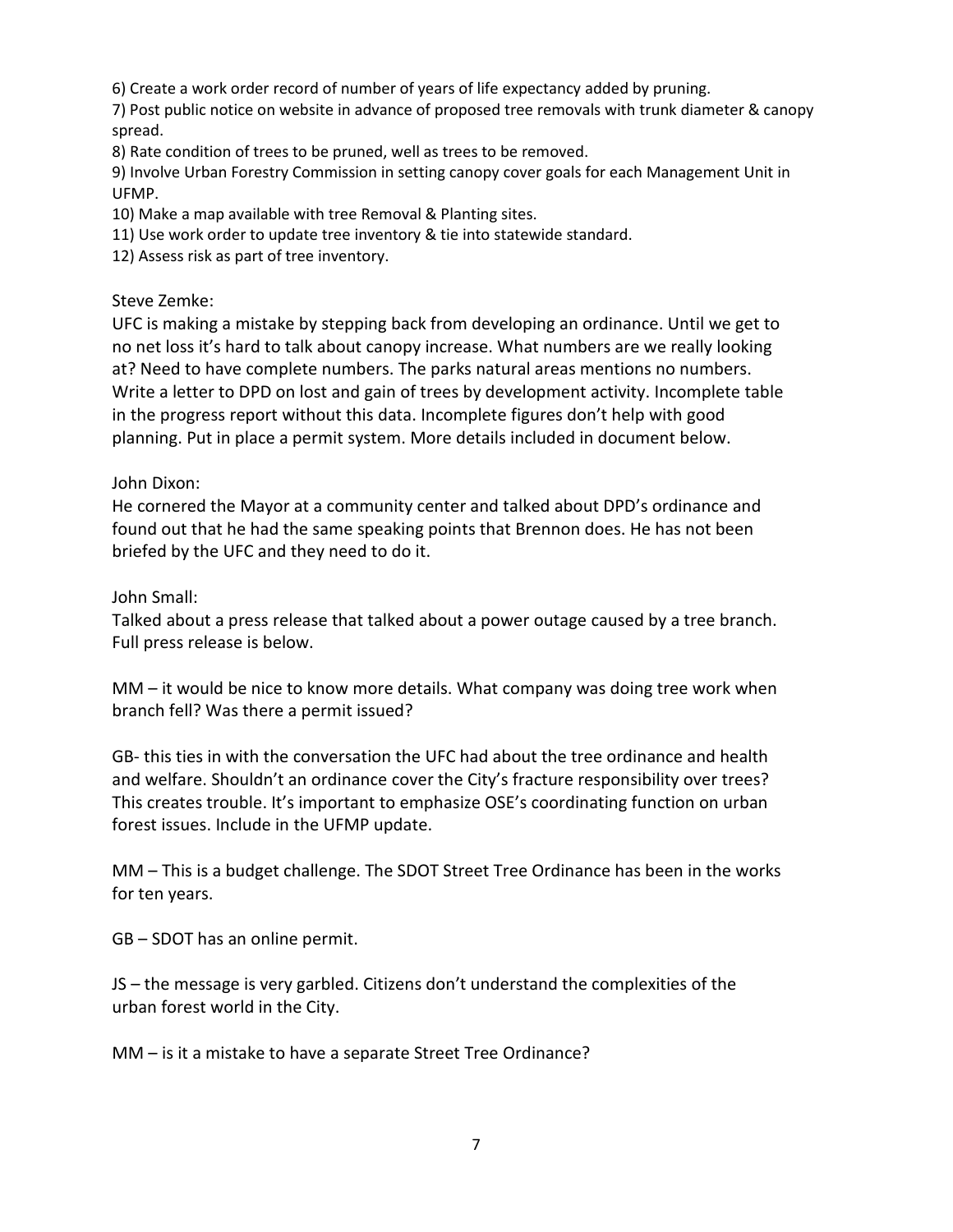6) Create a work order record of number of years of life expectancy added by pruning.

7) Post public notice on website in advance of proposed tree removals with trunk diameter & canopy spread.

8) Rate condition of trees to be pruned, well as trees to be removed.

9) Involve Urban Forestry Commission in setting canopy cover goals for each Management Unit in UFMP.

10) Make a map available with tree Removal & Planting sites.

11) Use work order to update tree inventory & tie into statewide standard.

12) Assess risk as part of tree inventory.

Steve Zemke:

UFC is making a mistake by stepping back from developing an ordinance. Until we get to no net loss it's hard to talk about canopy increase. What numbers are we really looking at? Need to have complete numbers. The parks natural areas mentions no numbers. Write a letter to DPD on lost and gain of trees by development activity. Incomplete table in the progress report without this data. Incomplete figures don't help with good planning. Put in place a permit system. More details included in document below.

John Dixon:

He cornered the Mayor at a community center and talked about DPD's ordinance and found out that he had the same speaking points that Brennon does. He has not been briefed by the UFC and they need to do it.

John Small:

Talked about a press release that talked about a power outage caused by a tree branch. Full press release is below.

MM – it would be nice to know more details. What company was doing tree work when branch fell? Was there a permit issued?

GB- this ties in with the conversation the UFC had about the tree ordinance and health and welfare. Shouldn't an ordinance cover the City's fracture responsibility over trees? This creates trouble. It's important to emphasize OSE's coordinating function on urban forest issues. Include in the UFMP update.

MM – This is a budget challenge. The SDOT Street Tree Ordinance has been in the works for ten years.

GB – SDOT has an online permit.

JS – the message is very garbled. Citizens don't understand the complexities of the urban forest world in the City.

MM – is it a mistake to have a separate Street Tree Ordinance?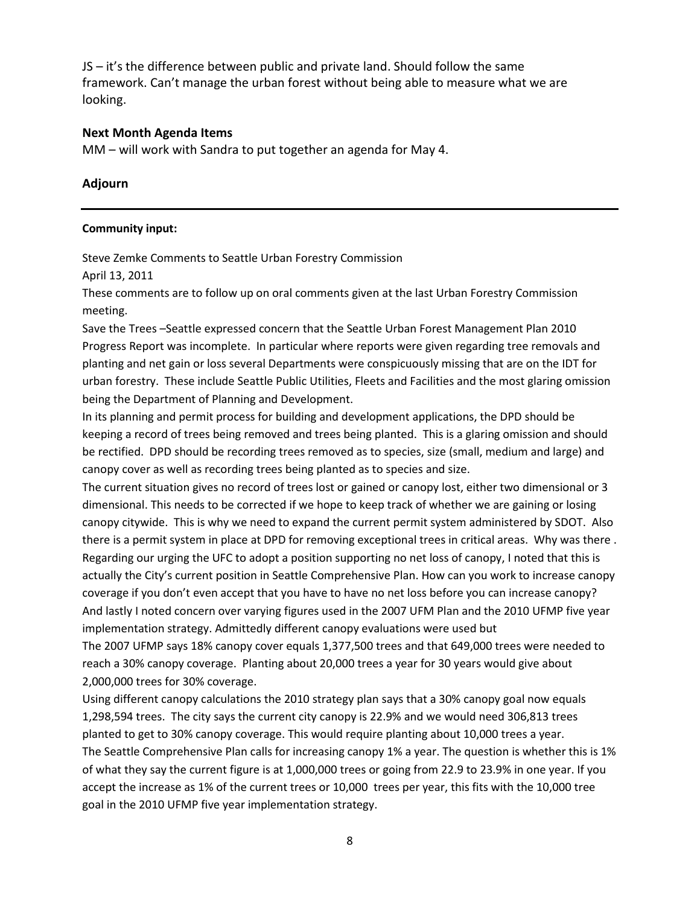JS – it's the difference between public and private land. Should follow the same framework. Can't manage the urban forest without being able to measure what we are looking.

### Next Month Agenda Items

MM – will work with Sandra to put together an agenda for May 4.

### Adjourn

---

**Community input:**

Steve Zemke Comments to Seattle Urban Forestry Commission

April 13, 2011

These comments are to follow up on oral comments given at the last Urban Forestry Commission meeting.

Save the Trees –Seattle expressed concern that the Seattle Urban Forest Management Plan 2010 Progress Report was incomplete. In particular where reports were given regarding tree removals and planting and net gain or loss several Departments were conspicuously missing that are on the IDT for urban forestry. These include Seattle Public Utilities, Fleets and Facilities and the most glaring omission being the Department of Planning and Development.

In its planning and permit process for building and development applications, the DPD should be keeping a record of trees being removed and trees being planted. This is a glaring omission and should be rectified. DPD should be recording trees removed as to species, size (small, medium and large) and canopy cover as well as recording trees being planted as to species and size.

The current situation gives no record of trees lost or gained or canopy lost, either two dimensional or 3 dimensional. This needs to be corrected if we hope to keep track of whether we are gaining or losing canopy citywide. This is why we need to expand the current permit system administered by SDOT. Also there is a permit system in place at DPD for removing exceptional trees in critical areas. Why was there .

Regarding our urging the UFC to adopt a position supporting no net loss of canopy, I noted that this is actually the City's current position in Seattle Comprehensive Plan. How can you work to increase canopy coverage if you don't even accept that you have to have no net loss before you can increase canopy?

And lastly I noted concern over varying figures used in the 2007 UFM Plan and the 2010 UFMP five year implementation strategy. Admittedly different canopy evaluations were used but

The 2007 UFMP says 18% canopy cover equals 1,377,500 trees and that 649,000 trees were needed to reach a 30% canopy coverage. Planting about 20,000 trees a year for 30 years would give about 2,000,000 trees for 30% coverage.

Using different canopy calculations the 2010 strategy plan says that a 30% canopy goal now equals 1,298,594 trees. The city says the current city canopy is 22.9% and we would need 306,813 trees planted to get to 30% canopy coverage. This would require planting about 10,000 trees a year.

The Seattle Comprehensive Plan calls for increasing canopy 1% a year. The question is whether this is 1% of what they say the current figure is at 1,000,000 trees or going from 22.9 to 23.9% in one year. If you accept the increase as 1% of the current trees or 10,000 trees per year, this fits with the 10,000 tree goal in the 2010 UFMP five year implementation strategy.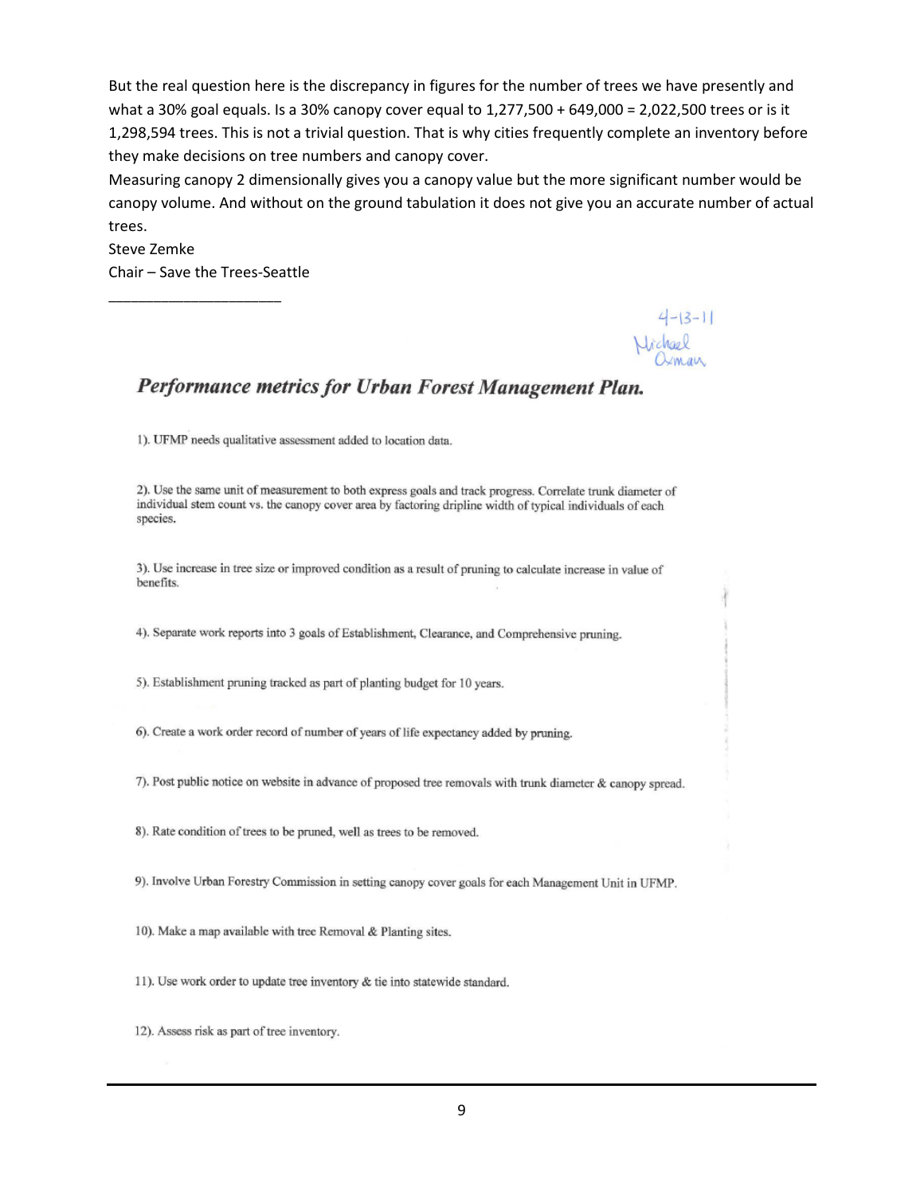But the real question here is the discrepancy in figures for the number of trees we have presently and what a 30% goal equals. Is a 30% canopy cover equal to 1,277,500 + 649,000 = 2,022,500 trees or is it 1,298,594 trees. This is not a trivial question. That is why cities frequently complete an inventory before they make decisions on tree numbers and canopy cover.

Measuring canopy 2 dimensionally gives you a canopy value but the more significant number would be canopy volume. And without on the ground tabulation it does not give you an accurate number of actual trees.

Steve Zemke

Chair – Save the Trees-Seattle

______________________

4-13-11
Michael Oxman

## *Performance metrics for Urban Forest Management Plan.*

1). UFMP needs qualitative assessment added to location data.

2). Use the same unit of measurement to both express goals and track progress. Correlate trunk diameter of individual stem count vs. the canopy cover area by factoring dripline width of typical individuals of each species.

3). Use increase in tree size or improved condition as a result of pruning to calculate increase in value of benefits.

4). Separate work reports into 3 goals of Establishment, Clearance, and Comprehensive pruning.

5). Establishment pruning tracked as part of planting budget for 10 years.

6). Create a work order record of number of years of life expectancy added by pruning.

7). Post public notice on website in advance of proposed tree removals with trunk diameter & canopy spread.

8). Rate condition of trees to be pruned, well as trees to be removed.

9). Involve Urban Forestry Commission in setting canopy cover goals for each Management Unit in UFMP.

10). Make a map available with tree Removal & Planting sites.

11). Use work order to update tree inventory & tie into statewide standard.

12). Assess risk as part of tree inventory.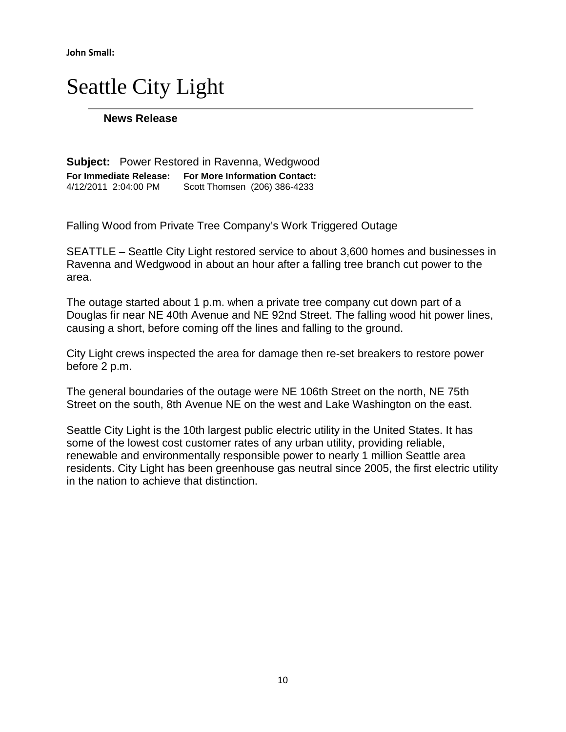**John Small:**

# Seattle City Light

**News Release**

**Subject:** Power Restored in Ravenna, Wedgwood

**For Immediate Release:** 4/12/2011 2:04:00 PM

**For More Information Contact:** Scott Thomsen (206) 386-4233

Falling Wood from Private Tree Company's Work Triggered Outage

SEATTLE – Seattle City Light restored service to about 3,600 homes and businesses in Ravenna and Wedgwood in about an hour after a falling tree branch cut power to the area.

The outage started about 1 p.m. when a private tree company cut down part of a Douglas fir near NE 40th Avenue and NE 92nd Street. The falling wood hit power lines, causing a short, before coming off the lines and falling to the ground.

City Light crews inspected the area for damage then re-set breakers to restore power before 2 p.m.

The general boundaries of the outage were NE 106th Street on the north, NE 75th Street on the south, 8th Avenue NE on the west and Lake Washington on the east.

Seattle City Light is the 10th largest public electric utility in the United States. It has some of the lowest cost customer rates of any urban utility, providing reliable, renewable and environmentally responsible power to nearly 1 million Seattle area residents. City Light has been greenhouse gas neutral since 2005, the first electric utility in the nation to achieve that distinction.